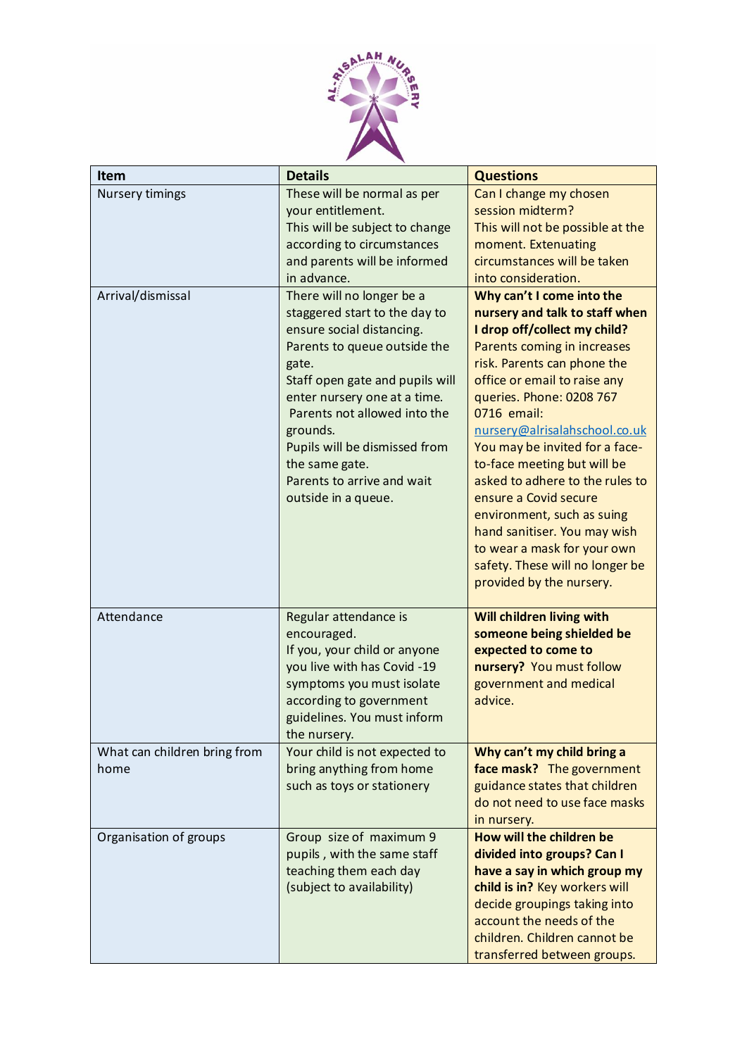AL-RISALAH NURSERY

| Item | Details | Questions |
|---|---|---|
| Nursery timings | These will be normal as per your entitlement. This will be subject to change according to circumstances and parents will be informed in advance. | Can I change my chosen session midterm? This will not be possible at the moment. Extenuating circumstances will be taken into consideration. |
| Arrival/dismissal | There will no longer be a staggered start to the day to ensure social distancing. Parents to queue outside the gate. Staff open gate and pupils will enter nursery one at a time. Parents not allowed into the grounds. Pupils will be dismissed from the same gate. Parents to arrive and wait outside in a queue. | **Why can't I come into the nursery and talk to staff when I drop off/collect my child?** Parents coming in increases risk. Parents can phone the office or email to raise any queries. Phone: 0208 767 0716 email: nursery@alrisalahschool.co.uk You may be invited for a face-to-face meeting but will be asked to adhere to the rules to ensure a Covid secure environment, such as suing hand sanitiser. You may wish to wear a mask for your own safety. These will no longer be provided by the nursery. |
| Attendance | Regular attendance is encouraged. If you, your child or anyone you live with has Covid -19 symptoms you must isolate according to government guidelines. You must inform the nursery. | **Will children living with someone being shielded be expected to come to nursery?** You must follow government and medical advice. |
| What can children bring from home | Your child is not expected to bring anything from home such as toys or stationery | **Why can't my child bring a face mask?** The government guidance states that children do not need to use face masks in nursery. |
| Organisation of groups | Group size of maximum 9 pupils , with the same staff teaching them each day (subject to availability) | **How will the children be divided into groups? Can I have a say in which group my child is in?** Key workers will decide groupings taking into account the needs of the children. Children cannot be transferred between groups. |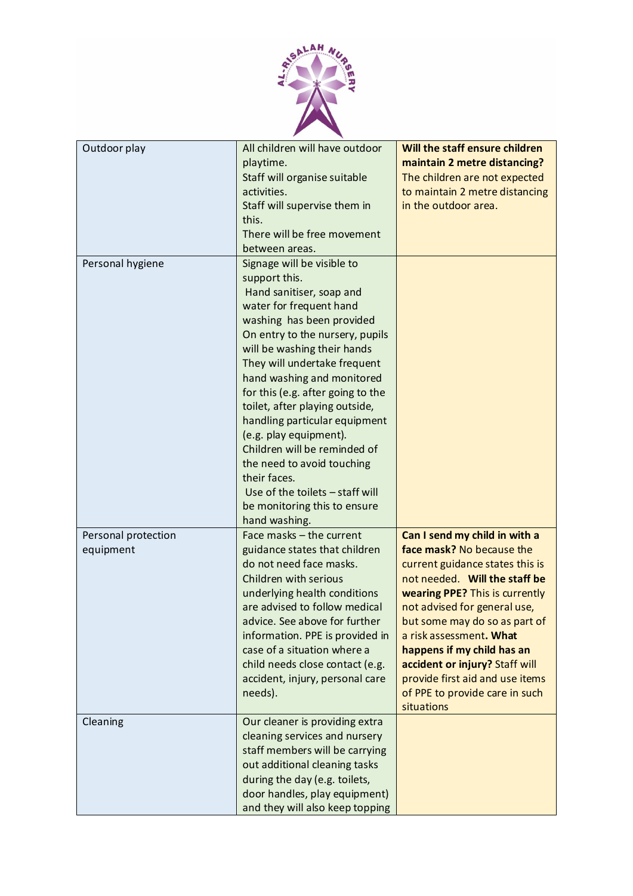| | | |
|---|---|---|
| Outdoor play | All children will have outdoor playtime. Staff will organise suitable activities. Staff will supervise them in this. There will be free movement between areas. | **Will the staff ensure children maintain 2 metre distancing?** The children are not expected to maintain 2 metre distancing in the outdoor area. |
| Personal hygiene | Signage will be visible to support this. Hand sanitiser, soap and water for frequent hand washing has been provided On entry to the nursery, pupils will be washing their hands They will undertake frequent hand washing and monitored for this (e.g. after going to the toilet, after playing outside, handling particular equipment (e.g. play equipment). Children will be reminded of the need to avoid touching their faces. Use of the toilets – staff will be monitoring this to ensure hand washing. | |
| Personal protection equipment | Face masks – the current guidance states that children do not need face masks. Children with serious underlying health conditions are advised to follow medical advice. See above for further information. PPE is provided in case of a situation where a child needs close contact (e.g. accident, injury, personal care needs). | **Can I send my child in with a face mask?** No because the current guidance states this is not needed. **Will the staff be wearing PPE?** This is currently not advised for general use, but some may do so as part of a risk assessment**. What happens if my child has an accident or injury?** Staff will provide first aid and use items of PPE to provide care in such situations |
| Cleaning | Our cleaner is providing extra cleaning services and nursery staff members will be carrying out additional cleaning tasks during the day (e.g. toilets, door handles, play equipment) and they will also keep topping | |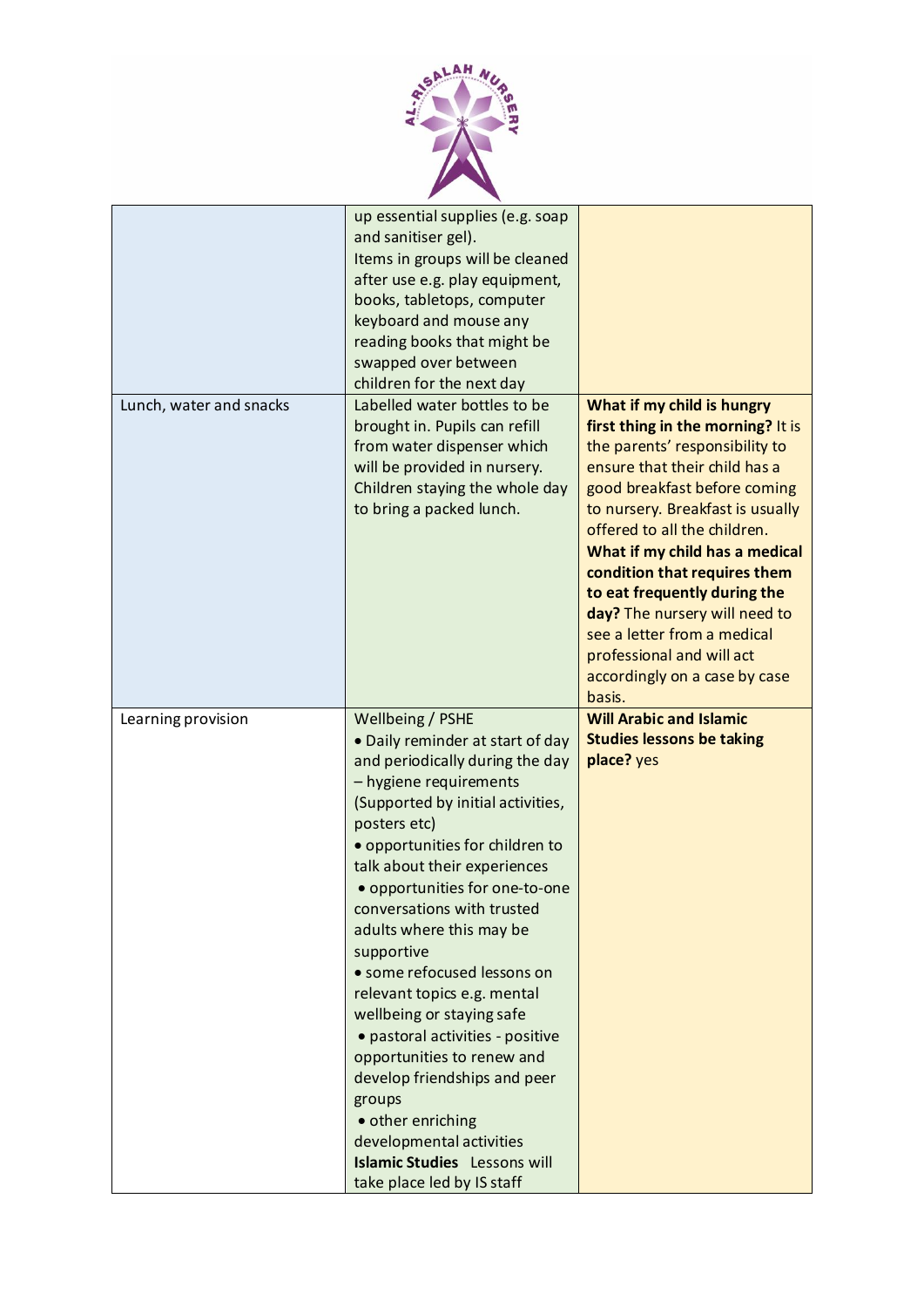| | | |
|---|---|---|
| | up essential supplies (e.g. soap and sanitiser gel).<br>Items in groups will be cleaned after use e.g. play equipment, books, tabletops, computer keyboard and mouse any reading books that might be swapped over between children for the next day | |
| Lunch, water and snacks | Labelled water bottles to be brought in. Pupils can refill from water dispenser which will be provided in nursery.<br>Children staying the whole day to bring a packed lunch. | **What if my child is hungry first thing in the morning?** It is the parents' responsibility to ensure that their child has a good breakfast before coming to nursery. Breakfast is usually offered to all the children.<br>**What if my child has a medical condition that requires them to eat frequently during the day?** The nursery will need to see a letter from a medical professional and will act accordingly on a case by case basis. |
| Learning provision | Wellbeing / PSHE<br>• Daily reminder at start of day and periodically during the day – hygiene requirements (Supported by initial activities, posters etc)<br>• opportunities for children to talk about their experiences<br>• opportunities for one-to-one conversations with trusted adults where this may be supportive<br>• some refocused lessons on relevant topics e.g. mental wellbeing or staying safe<br>• pastoral activities - positive opportunities to renew and develop friendships and peer groups<br>• other enriching developmental activities<br>**Islamic Studies** Lessons will take place led by IS staff | **Will Arabic and Islamic Studies lessons be taking place?** yes |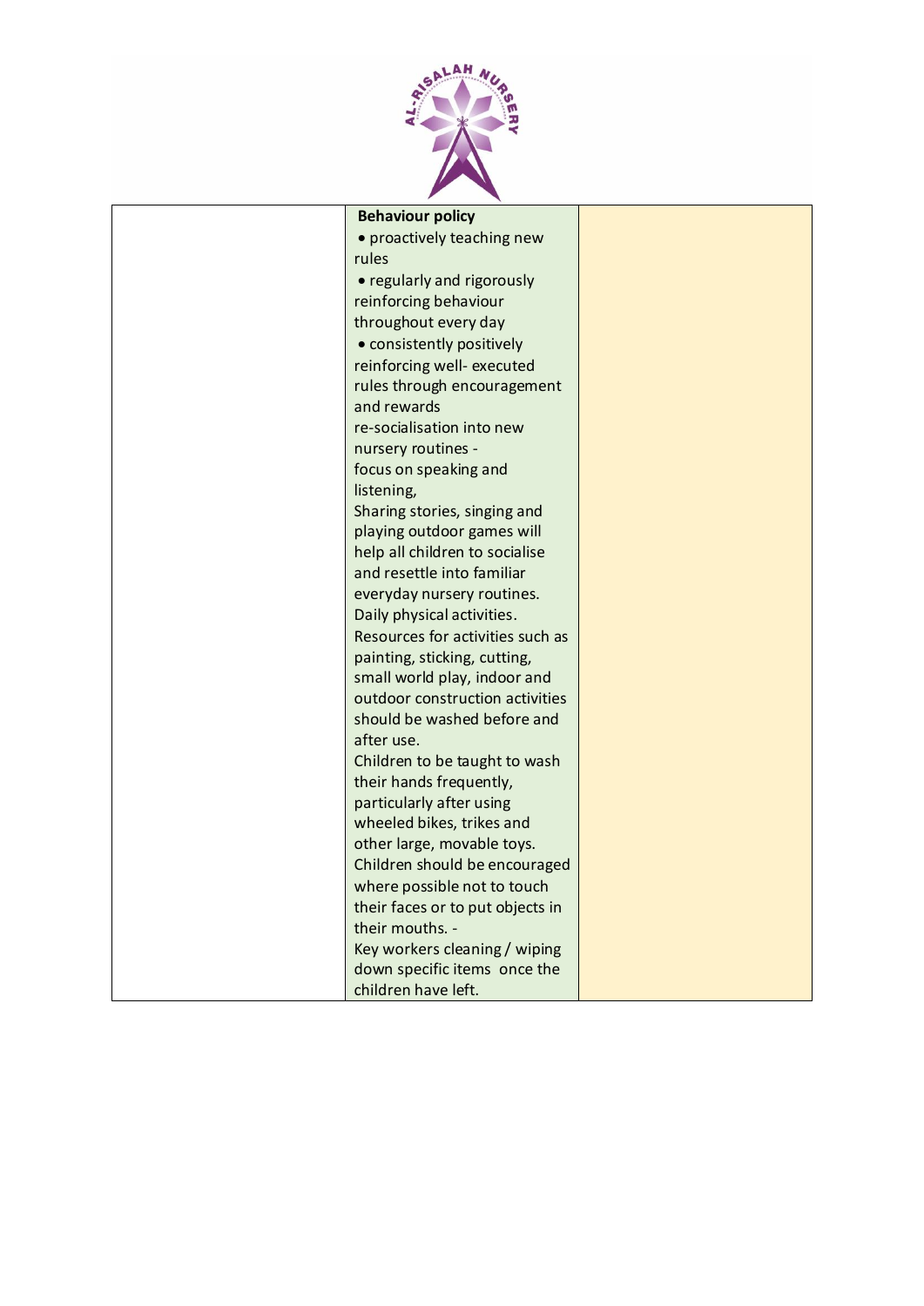| | | |
|---|---|---|
| | **Behaviour policy**<br>• proactively teaching new rules<br>• regularly and rigorously reinforcing behaviour throughout every day<br>• consistently positively reinforcing well- executed rules through encouragement and rewards<br>re-socialisation into new nursery routines -<br>focus on speaking and listening,<br>Sharing stories, singing and playing outdoor games will help all children to socialise and resettle into familiar everyday nursery routines.<br>Daily physical activities.<br>Resources for activities such as painting, sticking, cutting, small world play, indoor and outdoor construction activities should be washed before and after use.<br>Children to be taught to wash their hands frequently, particularly after using wheeled bikes, trikes and other large, movable toys.<br>Children should be encouraged where possible not to touch their faces or to put objects in their mouths. -<br>Key workers cleaning / wiping down specific items once the children have left. | |